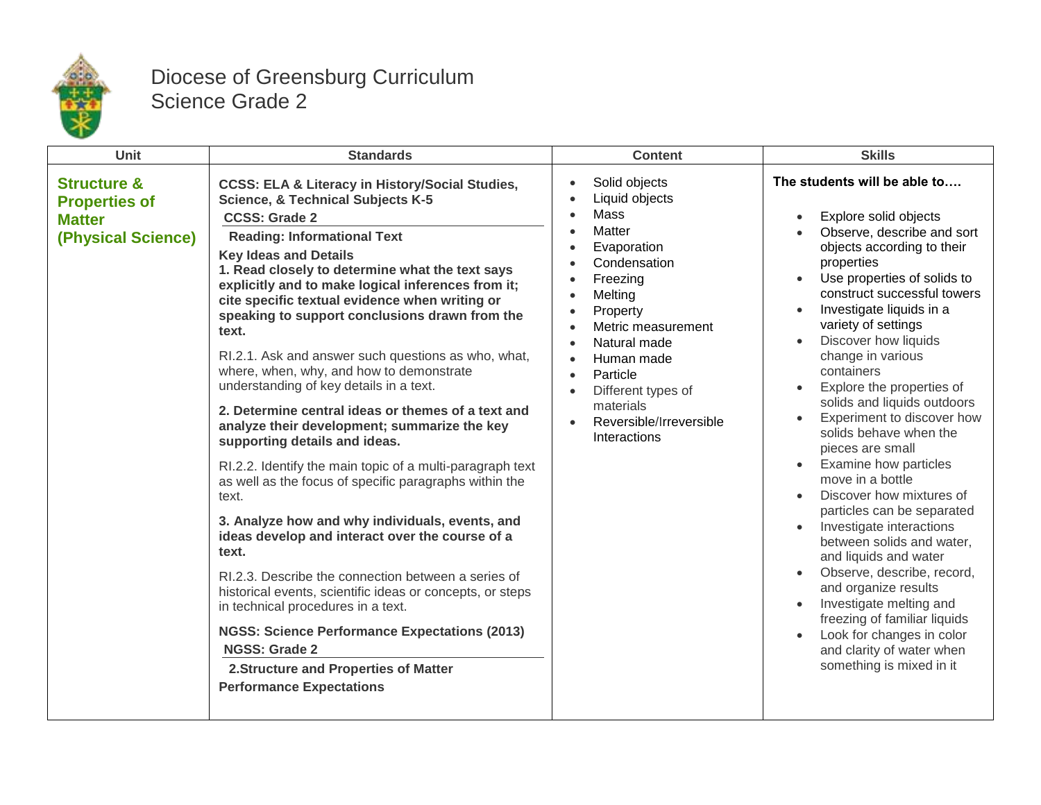# Diocese of Greensburg Curriculum
## Science Grade 2

| Unit | Standards | Content | Skills |
|---|---|---|---|
| **Structure & Properties of Matter (Physical Science)** | **CCSS: ELA & Literacy in History/Social Studies, Science, & Technical Subjects K-5**<br>**CCSS: Grade 2**<br>**Reading: Informational Text**<br>**Key Ideas and Details**<br>**1. Read closely to determine what the text says explicitly and to make logical inferences from it; cite specific textual evidence when writing or speaking to support conclusions drawn from the text.**<br>RI.2.1. Ask and answer such questions as who, what, where, when, why, and how to demonstrate understanding of key details in a text.<br>**2. Determine central ideas or themes of a text and analyze their development; summarize the key supporting details and ideas.**<br>RI.2.2. Identify the main topic of a multi-paragraph text as well as the focus of specific paragraphs within the text.<br>**3. Analyze how and why individuals, events, and ideas develop and interact over the course of a text.**<br>RI.2.3. Describe the connection between a series of historical events, scientific ideas or concepts, or steps in technical procedures in a text.<br>**NGSS: Science Performance Expectations (2013)**<br>**NGSS: Grade 2**<br>**2.Structure and Properties of Matter**<br>**Performance Expectations** | • Solid objects<br>• Liquid objects<br>• Mass<br>• Matter<br>• Evaporation<br>• Condensation<br>• Freezing<br>• Melting<br>• Property<br>• Metric measurement<br>• Natural made<br>• Human made<br>• Particle<br>• Different types of materials<br>• Reversible/Irreversible Interactions | **The students will be able to….**<br>• Explore solid objects<br>• Observe, describe and sort objects according to their properties<br>• Use properties of solids to construct successful towers<br>• Investigate liquids in a variety of settings<br>• Discover how liquids change in various containers<br>• Explore the properties of solids and liquids outdoors<br>• Experiment to discover how solids behave when the pieces are small<br>• Examine how particles move in a bottle<br>• Discover how mixtures of particles can be separated<br>• Investigate interactions between solids and water, and liquids and water<br>• Observe, describe, record, and organize results<br>• Investigate melting and freezing of familiar liquids<br>• Look for changes in color and clarity of water when something is mixed in it |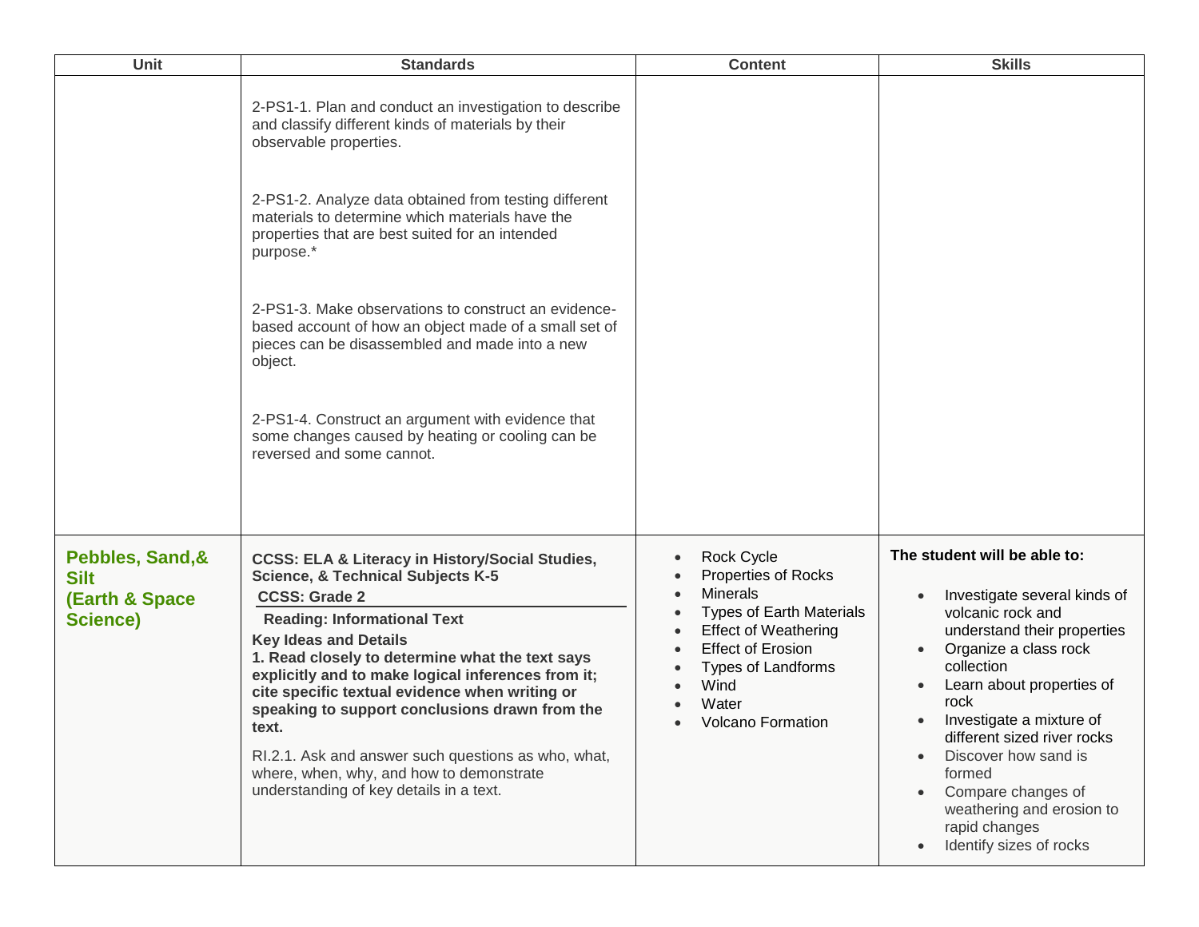| Unit | Standards | Content | Skills |
|---|---|---|---|
| | 2-PS1-1. Plan and conduct an investigation to describe and classify different kinds of materials by their observable properties.<br><br>2-PS1-2. Analyze data obtained from testing different materials to determine which materials have the properties that are best suited for an intended purpose.*<br><br>2-PS1-3. Make observations to construct an evidence-based account of how an object made of a small set of pieces can be disassembled and made into a new object.<br><br>2-PS1-4. Construct an argument with evidence that some changes caused by heating or cooling can be reversed and some cannot. | | |
| **Pebbles, Sand,& Silt (Earth & Space Science)** | **CCSS: ELA & Literacy in History/Social Studies, Science, & Technical Subjects K-5**<br>**CCSS: Grade 2**<br>**Reading: Informational Text**<br>**Key Ideas and Details**<br>**1. Read closely to determine what the text says explicitly and to make logical inferences from it; cite specific textual evidence when writing or speaking to support conclusions drawn from the text.**<br><br>RI.2.1. Ask and answer such questions as who, what, where, when, why, and how to demonstrate understanding of key details in a text. | • Rock Cycle<br>• Properties of Rocks<br>• Minerals<br>• Types of Earth Materials<br>• Effect of Weathering<br>• Effect of Erosion<br>• Types of Landforms<br>• Wind<br>• Water<br>• Volcano Formation | **The student will be able to:**<br>• Investigate several kinds of volcanic rock and understand their properties<br>• Organize a class rock collection<br>• Learn about properties of rock<br>• Investigate a mixture of different sized river rocks<br>• Discover how sand is formed<br>• Compare changes of weathering and erosion to rapid changes<br>• Identify sizes of rocks |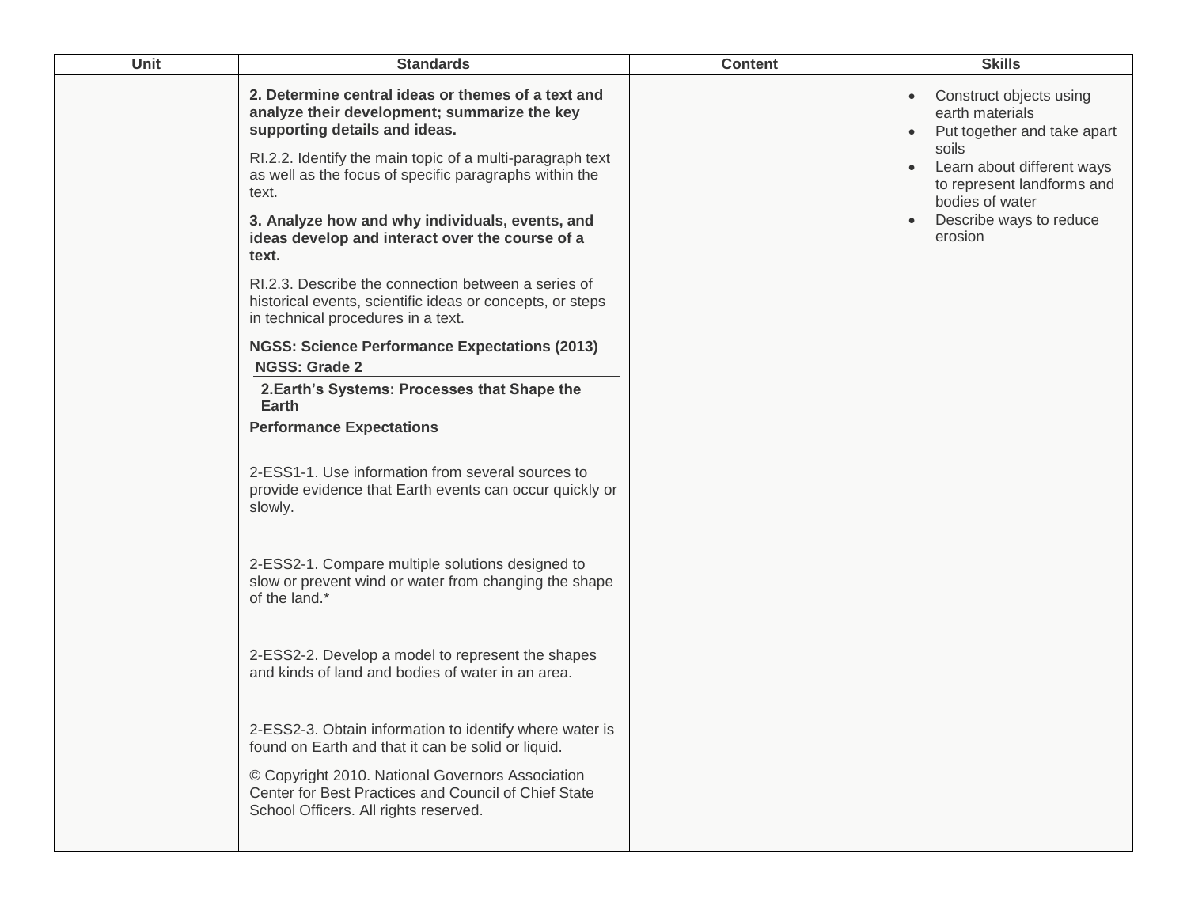| Unit | Standards | Content | Skills |
|---|---|---|---|
| | **2. Determine central ideas or themes of a text and analyze their development; summarize the key supporting details and ideas.**<br><br>RI.2.2. Identify the main topic of a multi-paragraph text as well as the focus of specific paragraphs within the text.<br><br>**3. Analyze how and why individuals, events, and ideas develop and interact over the course of a text.**<br><br>RI.2.3. Describe the connection between a series of historical events, scientific ideas or concepts, or steps in technical procedures in a text.<br><br>**NGSS: Science Performance Expectations (2013)**<br>**NGSS: Grade 2**<br>**2.Earth's Systems: Processes that Shape the Earth**<br>**Performance Expectations**<br><br>2-ESS1-1. Use information from several sources to provide evidence that Earth events can occur quickly or slowly.<br><br>2-ESS2-1. Compare multiple solutions designed to slow or prevent wind or water from changing the shape of the land.*<br><br>2-ESS2-2. Develop a model to represent the shapes and kinds of land and bodies of water in an area.<br><br>2-ESS2-3. Obtain information to identify where water is found on Earth and that it can be solid or liquid.<br><br>© Copyright 2010. National Governors Association Center for Best Practices and Council of Chief State School Officers. All rights reserved. | | • Construct objects using earth materials<br>• Put together and take apart soils<br>• Learn about different ways to represent landforms and bodies of water<br>• Describe ways to reduce erosion |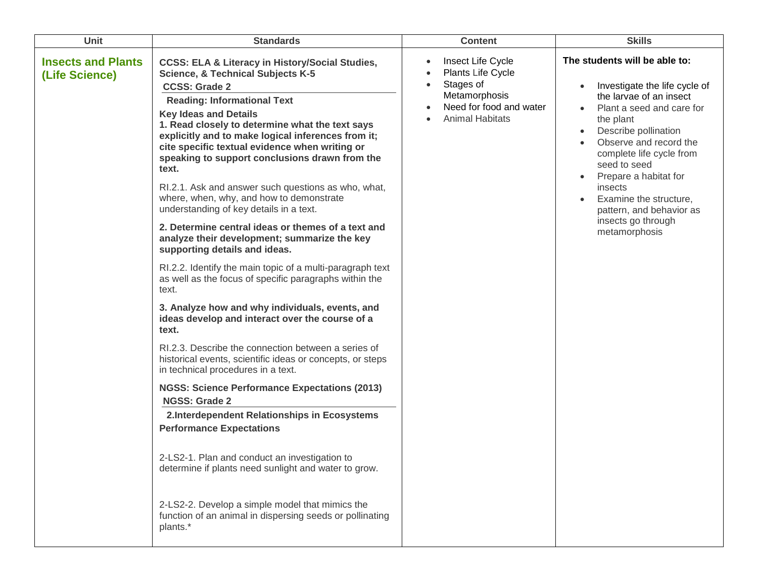| Unit | Standards | Content | Skills |
| --- | --- | --- | --- |
| **Insects and Plants (Life Science)** | **CCSS: ELA & Literacy in History/Social Studies, Science, & Technical Subjects K-5**<br>**CCSS: Grade 2**<br>**Reading: Informational Text**<br>**Key Ideas and Details**<br>**1. Read closely to determine what the text says explicitly and to make logical inferences from it; cite specific textual evidence when writing or speaking to support conclusions drawn from the text.**<br>RI.2.1. Ask and answer such questions as who, what, where, when, why, and how to demonstrate understanding of key details in a text.<br>**2. Determine central ideas or themes of a text and analyze their development; summarize the key supporting details and ideas.**<br>RI.2.2. Identify the main topic of a multi-paragraph text as well as the focus of specific paragraphs within the text.<br>**3. Analyze how and why individuals, events, and ideas develop and interact over the course of a text.**<br>RI.2.3. Describe the connection between a series of historical events, scientific ideas or concepts, or steps in technical procedures in a text.<br>**NGSS: Science Performance Expectations (2013)**<br>**NGSS: Grade 2**<br>**2.Interdependent Relationships in Ecosystems**<br>**Performance Expectations**<br>2-LS2-1. Plan and conduct an investigation to determine if plants need sunlight and water to grow.<br>2-LS2-2. Develop a simple model that mimics the function of an animal in dispersing seeds or pollinating plants.* | • Insect Life Cycle<br>• Plants Life Cycle<br>• Stages of Metamorphosis<br>• Need for food and water<br>• Animal Habitats | **The students will be able to:**<br>• Investigate the life cycle of the larvae of an insect<br>• Plant a seed and care for the plant<br>• Describe pollination<br>• Observe and record the complete life cycle from seed to seed<br>• Prepare a habitat for insects<br>• Examine the structure, pattern, and behavior as insects go through metamorphosis |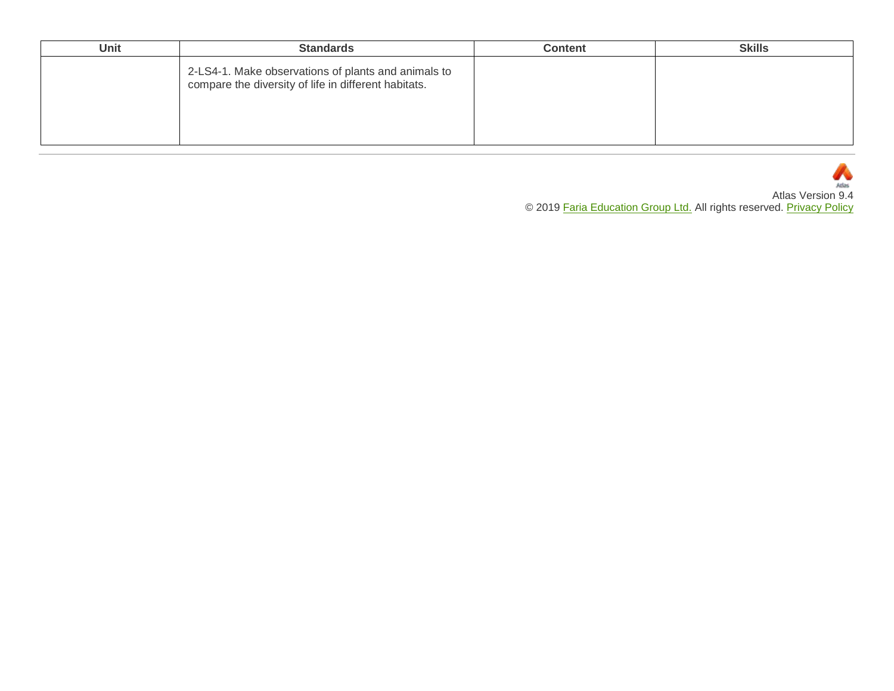| Unit | Standards | Content | Skills |
| --- | --- | --- | --- |
| | 2-LS4-1. Make observations of plants and animals to compare the diversity of life in different habitats. | | |

Atlas Version 9.4
© 2019 Faria Education Group Ltd. All rights reserved. Privacy Policy